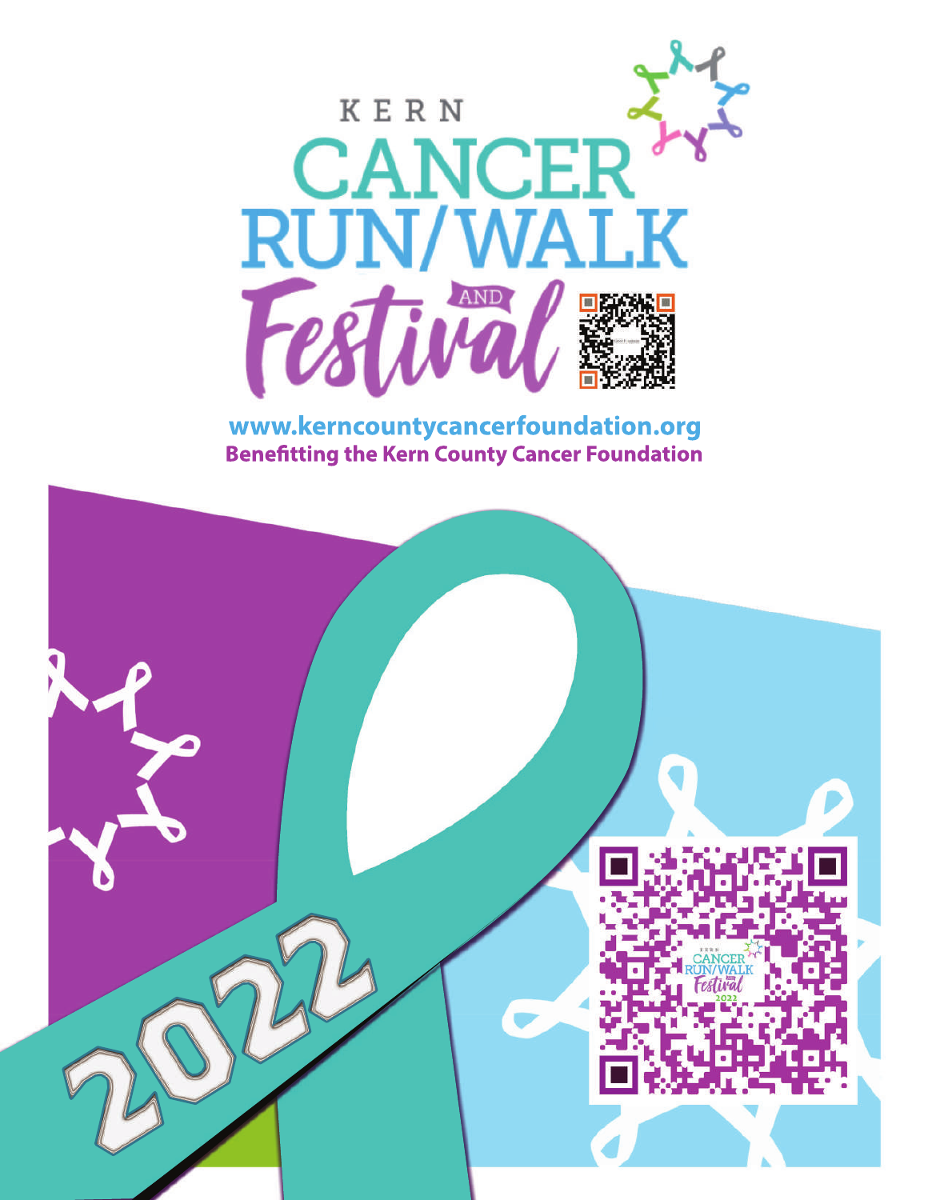# KERN CANCER RUN/WALK AND Festival

**www.kerncountycancerfoundation.org**

**Benefitting the Kern County Cancer Foundation**

2022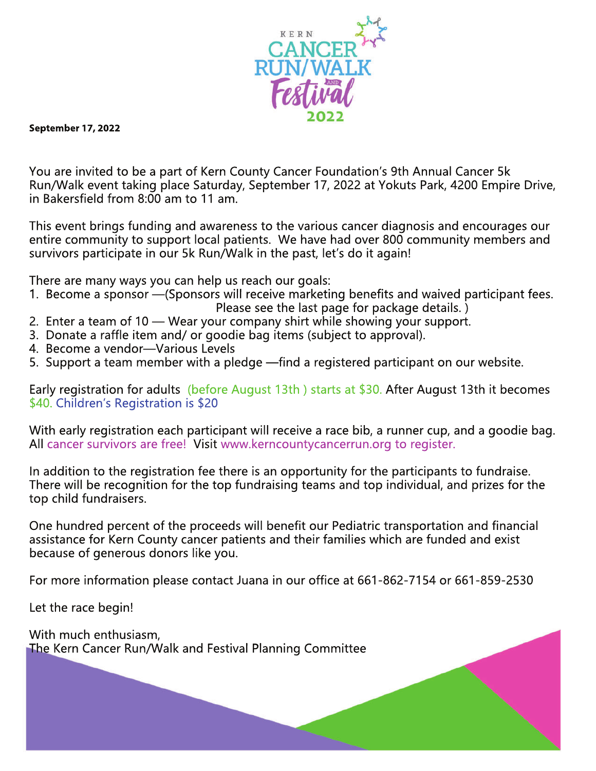KERN CANCER RUN/WALK AND Festival 2022

**September 17, 2022**

You are invited to be a part of Kern County Cancer Foundation's 9th Annual Cancer 5k Run/Walk event taking place Saturday, September 17, 2022 at Yokuts Park, 4200 Empire Drive, in Bakersfield from 8:00 am to 11 am.

This event brings funding and awareness to the various cancer diagnosis and encourages our entire community to support local patients. We have had over 800 community members and survivors participate in our 5k Run/Walk in the past, let's do it again!

There are many ways you can help us reach our goals:

1. Become a sponsor —(Sponsors will receive marketing benefits and waived participant fees. Please see the last page for package details. )
2. Enter a team of 10 — Wear your company shirt while showing your support.
3. Donate a raffle item and/ or goodie bag items (subject to approval).
4. Become a vendor—Various Levels
5. Support a team member with a pledge —find a registered participant on our website.

Early registration for adults (before August 13th ) starts at $30. After August 13th it becomes $40. Children's Registration is $20

With early registration each participant will receive a race bib, a runner cup, and a goodie bag. All cancer survivors are free! Visit www.kerncountycancerrun.org to register.

In addition to the registration fee there is an opportunity for the participants to fundraise. There will be recognition for the top fundraising teams and top individual, and prizes for the top child fundraisers.

One hundred percent of the proceeds will benefit our Pediatric transportation and financial assistance for Kern County cancer patients and their families which are funded and exist because of generous donors like you.

For more information please contact Juana in our office at 661-862-7154 or 661-859-2530

Let the race begin!

With much enthusiasm,
The Kern Cancer Run/Walk and Festival Planning Committee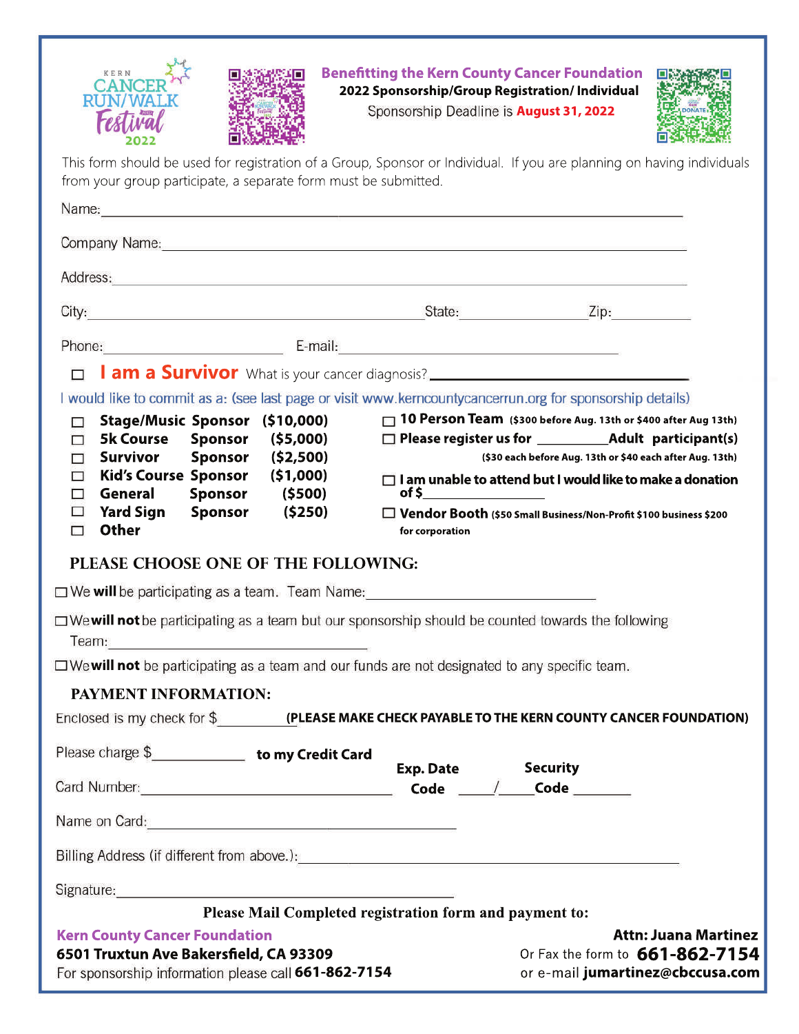KERN CANCER RUN/WALK Festival 2022

**Benefitting the Kern County Cancer Foundation**

**2022 Sponsorship/Group Registration/ Individual**

Sponsorship Deadline is **August 31, 2022**

This form should be used for registration of a Group, Sponsor or Individual. If you are planning on having individuals from your group participate, a separate form must be submitted.

Name:\_\_\_\_\_\_\_\_\_\_\_\_\_\_\_\_\_\_\_\_\_\_\_\_\_\_\_\_\_\_\_\_\_\_\_\_\_\_\_\_\_\_\_\_\_\_\_\_\_\_\_\_\_\_\_\_\_\_\_\_

Company Name:\_\_\_\_\_\_\_\_\_\_\_\_\_\_\_\_\_\_\_\_\_\_\_\_\_\_\_\_\_\_\_\_\_\_\_\_\_\_\_\_\_\_\_\_\_\_\_\_\_\_\_\_\_

Address:\_\_\_\_\_\_\_\_\_\_\_\_\_\_\_\_\_\_\_\_\_\_\_\_\_\_\_\_\_\_\_\_\_\_\_\_\_\_\_\_\_\_\_\_\_\_\_\_\_\_\_\_\_\_\_\_\_\_\_

City:\_\_\_\_\_\_\_\_\_\_\_\_\_\_\_\_\_\_\_\_\_\_\_\_\_\_\_\_\_\_\_\_State:\_\_\_\_\_\_\_\_\_\_\_\_Zip:\_\_\_\_\_\_\_\_

Phone:\_\_\_\_\_\_\_\_\_\_\_\_\_\_\_\_\_\_ E-mail:\_\_\_\_\_\_\_\_\_\_\_\_\_\_\_\_\_\_\_\_\_\_\_\_\_\_\_\_

☐ **I am a Survivor** What is your cancer diagnosis? \_\_\_\_\_\_\_\_\_\_\_\_\_\_\_\_\_\_\_\_\_\_\_\_\_

I would like to commit as a: (see last page or visit www.kerncountycancerrun.org for sponsorship details)

- ☐ **Stage/Music Sponsor ($10,000)**
- ☐ **5k Course Sponsor ($5,000)**
- ☐ **Survivor Sponsor ($2,500)**
- ☐ **Kid's Course Sponsor ($1,000)**
- ☐ **General Sponsor ($500)**
- ☐ **Yard Sign Sponsor ($250)**
- ☐ **Other**

- ☐ **10 Person Team** ($300 before Aug. 13th or $400 after Aug 13th)
- ☐ **Please register us for \_\_\_\_\_\_\_\_\_\_Adult participant(s)** ($30 each before Aug. 13th or $40 each after Aug. 13th)
- ☐ **I am unable to attend but I would like to make a donation of $\_\_\_\_\_\_\_\_\_\_\_\_\_\_\_\_**
- ☐ **Vendor Booth** ($50 Small Business/Non-Profit $100 business $200 for corporation)

## PLEASE CHOOSE ONE OF THE FOLLOWING:

☐ We **will** be participating as a team. Team Name:\_\_\_\_\_\_\_\_\_\_\_\_\_\_\_\_\_\_\_\_\_\_\_\_\_\_

☐ We **will not** be participating as a team but our sponsorship should be counted towards the following Team:\_\_\_\_\_\_\_\_\_\_\_\_\_\_\_\_\_\_\_\_\_\_\_\_\_\_\_\_\_\_

☐ We **will not** be participating as a team and our funds are not designated to any specific team.

## PAYMENT INFORMATION:

Enclosed is my check for $\_\_\_\_\_\_\_\_\_\_ **(PLEASE MAKE CHECK PAYABLE TO THE KERN COUNTY CANCER FOUNDATION)**

Please charge $\_\_\_\_\_\_\_\_\_\_\_\_ **to my Credit Card**

Card Number:\_\_\_\_\_\_\_\_\_\_\_\_\_\_\_\_\_\_\_\_\_\_\_\_\_\_\_\_\_\_ **Exp. Date Code** \_\_\_\_/\_\_\_\_ **Security Code** \_\_\_\_\_\_\_

Name on Card:\_\_\_\_\_\_\_\_\_\_\_\_\_\_\_\_\_\_\_\_\_\_\_\_\_\_\_\_\_\_\_\_\_\_\_\_\_\_

Billing Address (if different from above.):\_\_\_\_\_\_\_\_\_\_\_\_\_\_\_\_\_\_\_\_\_\_\_\_\_\_\_\_\_\_\_\_\_\_\_\_\_\_\_\_

Signature:\_\_\_\_\_\_\_\_\_\_\_\_\_\_\_\_\_\_\_\_\_\_\_\_\_\_\_\_\_\_\_\_\_\_\_\_\_\_\_\_\_\_

**Please Mail Completed registration form and payment to:**

**Kern County Cancer Foundation**
**6501 Truxtun Ave Bakersfield, CA 93309**
For sponsorship information please call **661-862-7154**

**Attn: Juana Martinez**
Or Fax the form to **661-862-7154**
or e-mail **jumartinez@cbccusa.com**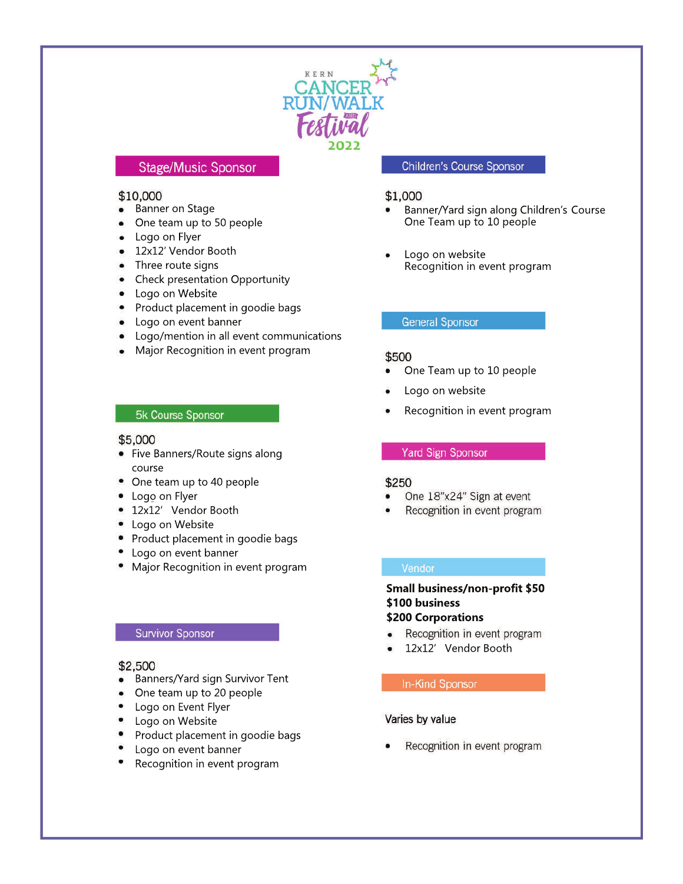KERN CANCER RUN/WALK AND Festival 2022

## Stage/Music Sponsor

$10,000

- Banner on Stage
- One team up to 50 people
- Logo on Flyer
- 12x12' Vendor Booth
- Three route signs
- Check presentation Opportunity
- Logo on Website
- Product placement in goodie bags
- Logo on event banner
- Logo/mention in all event communications
- Major Recognition in event program

## 5k Course Sponsor

$5,000

- Five Banners/Route signs along course
- One team up to 40 people
- Logo on Flyer
- 12x12' Vendor Booth
- Logo on Website
- Product placement in goodie bags
- Logo on event banner
- Major Recognition in event program

## Survivor Sponsor

$2,500

- Banners/Yard sign Survivor Tent
- One team up to 20 people
- Logo on Event Flyer
- Logo on Website
- Product placement in goodie bags
- Logo on event banner
- Recognition in event program

## Children's Course Sponsor

$1,000

- Banner/Yard sign along Children's Course One Team up to 10 people
- Logo on website Recognition in event program

## General Sponsor

$500

- One Team up to 10 people
- Logo on website
- Recognition in event program

## Yard Sign Sponsor

$250

- One 18"x24" Sign at event
- Recognition in event program

## Vendor

**Small business/non-profit $50**
**$100 business**
**$200 Corporations**

- Recognition in event program
- 12x12' Vendor Booth

## In-Kind Sponsor

Varies by value

- Recognition in event program